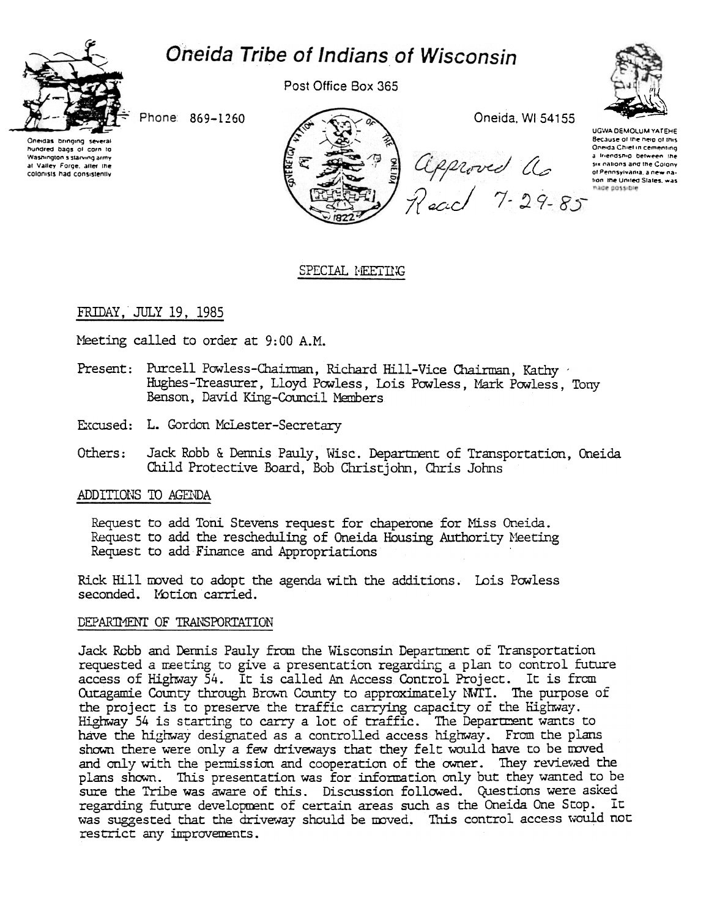# Oneida Tribe of Indians of Wisconsin

Post Office Box 365

Phone: 869-1260

Oneida, WI 54155

Oneidas bringing several hundred bags of corn to Washington's starving army at Valley Forge, after the colonists had consistently

UGWA DEMOLUM YATEHE Because of the help of this Oneida Chief in cementing a friendship between the six nations and the Colony of Pennsylvania, a new nation, the United States, was made possible

Approved As Read 7-29-85

## SPECIAL MEETING

FRIDAY, JULY 19, 1985

Meeting called to order at 9:00 A.M.

Present: Purcell Powless-Chairman, Richard Hill-Vice Chairman, Kathy Hughes-Treasurer, Lloyd Powless, Lois Powless, Mark Powless, Tony Benson, David King-Council Members

Excused: L. Gordon McLester-Secretary

Others: Jack Robb & Dennis Pauly, Wisc. Department of Transportation, Oneida Child Protective Board, Bob Christjohn, Chris Johns

### ADDITIONS TO AGENDA

Request to add Toni Stevens request for chaperone for Miss Oneida.
Request to add the rescheduling of Oneida Housing Authority Meeting
Request to add Finance and Appropriations

Rick Hill moved to adopt the agenda with the additions. Lois Powless seconded. Motion carried.

### DEPARTMENT OF TRANSPORTATION

Jack Robb and Dennis Pauly from the Wisconsin Department of Transportation requested a meeting to give a presentation regarding a plan to control future access of Highway 54. It is called An Access Control Project. It is from Outagamie County through Brown County to approximately NWTI. The purpose of the project is to preserve the traffic carrying capacity of the Highway. Highway 54 is starting to carry a lot of traffic. The Department wants to have the highway designated as a controlled access highway. From the plans shown there were only a few driveways that they felt would have to be moved and only with the permission and cooperation of the owner. They reviewed the plans shown. This presentation was for information only but they wanted to be sure the Tribe was aware of this. Discussion followed. Questions were asked regarding future development of certain areas such as the Oneida One Stop. It was suggested that the driveway should be moved. This control access would not restrict any improvements.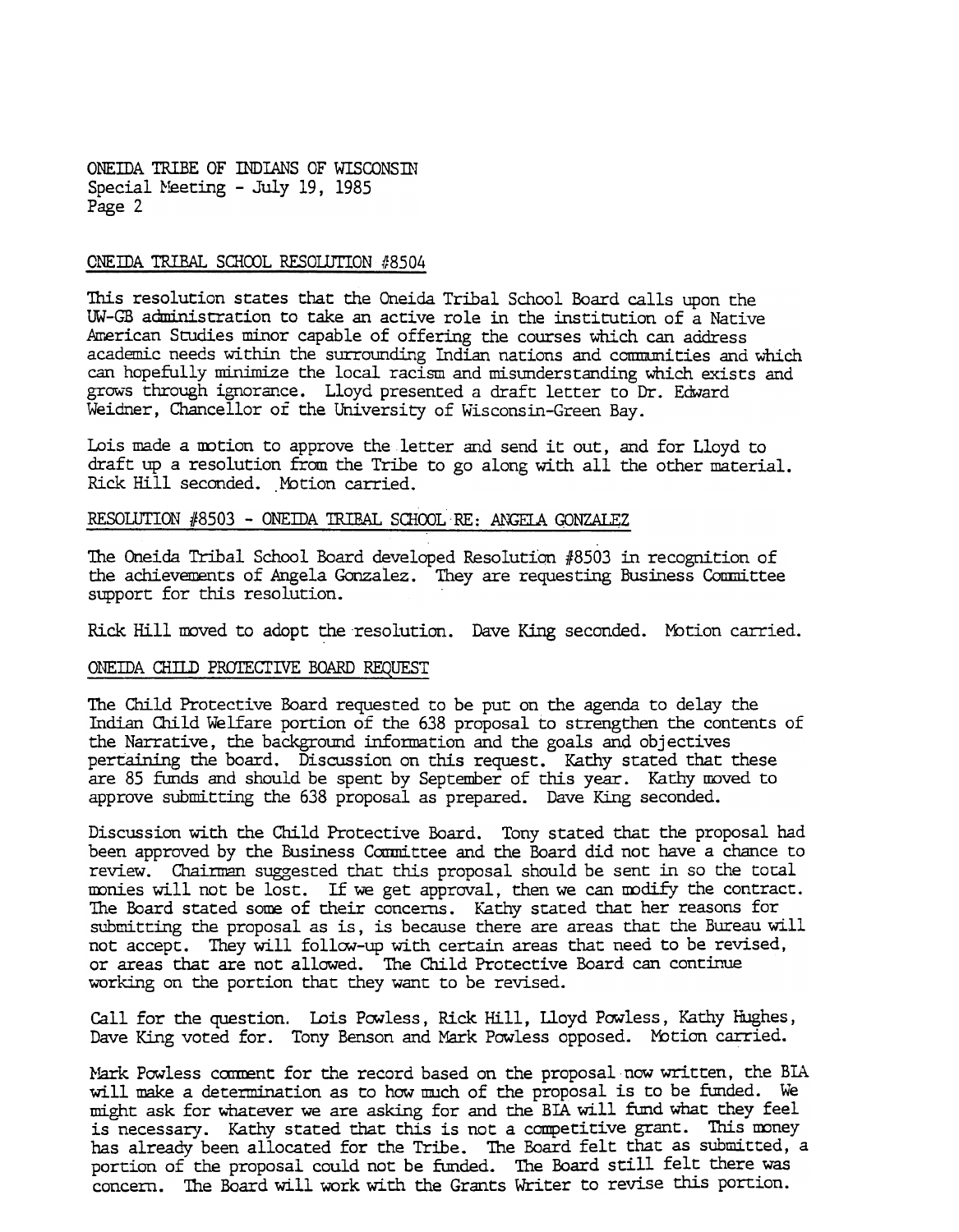ONEIDA TRIBE OF INDIANS OF WISCONSIN
Special Meeting - July 19, 1985
Page 2

ONEIDA TRIBAL SCHOOL RESOLUTION #8504

This resolution states that the Oneida Tribal School Board calls upon the UW-GB administration to take an active role in the institution of a Native American Studies minor capable of offering the courses which can address academic needs within the surrounding Indian nations and communities and which can hopefully minimize the local racism and misunderstanding which exists and grows through ignorance. Lloyd presented a draft letter to Dr. Edward Weidner, Chancellor of the University of Wisconsin-Green Bay.

Lois made a motion to approve the letter and send it out, and for Lloyd to draft up a resolution from the Tribe to go along with all the other material. Rick Hill seconded. Motion carried.

RESOLUTION #8503 - ONEIDA TRIBAL SCHOOL RE: ANGELA GONZALEZ

The Oneida Tribal School Board developed Resolution #8503 in recognition of the achievements of Angela Gonzalez. They are requesting Business Committee support for this resolution.

Rick Hill moved to adopt the resolution. Dave King seconded. Motion carried.

ONEIDA CHILD PROTECTIVE BOARD REQUEST

The Child Protective Board requested to be put on the agenda to delay the Indian Child Welfare portion of the 638 proposal to strengthen the contents of the Narrative, the background information and the goals and objectives pertaining the board. Discussion on this request. Kathy stated that these are 85 funds and should be spent by September of this year. Kathy moved to approve submitting the 638 proposal as prepared. Dave King seconded.

Discussion with the Child Protective Board. Tony stated that the proposal had been approved by the Business Committee and the Board did not have a chance to review. Chairman suggested that this proposal should be sent in so the total monies will not be lost. If we get approval, then we can modify the contract. The Board stated some of their concerns. Kathy stated that her reasons for submitting the proposal as is, is because there are areas that the Bureau will not accept. They will follow-up with certain areas that need to be revised, or areas that are not allowed. The Child Protective Board can continue working on the portion that they want to be revised.

Call for the question. Lois Powless, Rick Hill, Lloyd Powless, Kathy Hughes, Dave King voted for. Tony Benson and Mark Powless opposed. Motion carried.

Mark Powless comment for the record based on the proposal now written, the BIA will make a determination as to how much of the proposal is to be funded. We might ask for whatever we are asking for and the BIA will fund what they feel is necessary. Kathy stated that this is not a competitive grant. This money has already been allocated for the Tribe. The Board felt that as submitted, a portion of the proposal could not be funded. The Board still felt there was concern. The Board will work with the Grants Writer to revise this portion.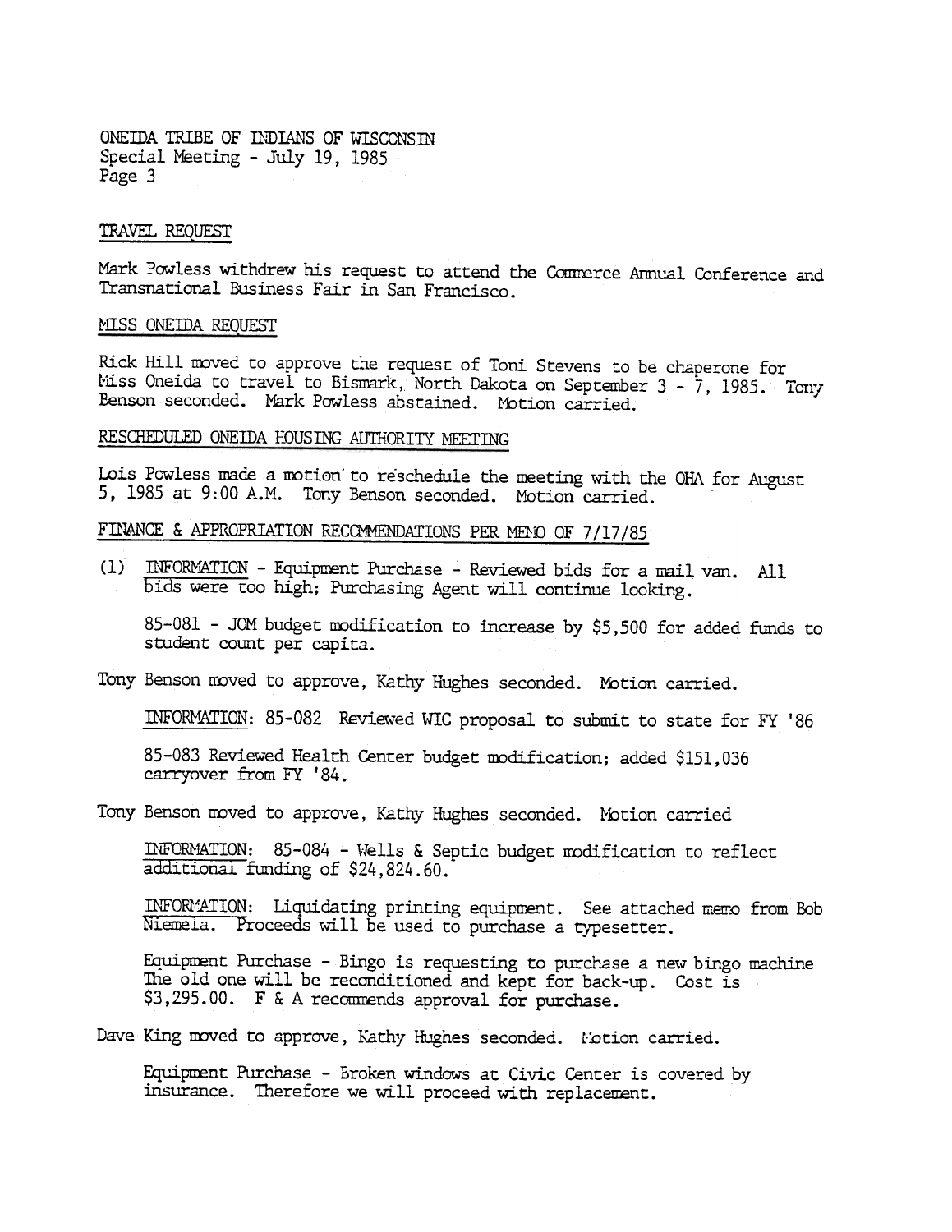ONEIDA TRIBE OF INDIANS OF WISCONSIN
Special Meeting - July 19, 1985

## TRAVEL REQUEST

Mark Powless withdrew his request to attend the Commerce Annual Conference and Transnational Business Fair in San Francisco.

## MISS ONEIDA REQUEST

Rick Hill moved to approve the request of Toni Stevens to be chaperone for Miss Oneida to travel to Bismark, North Dakota on September 3 - 7, 1985. Tony Benson seconded. Mark Powless abstained. Motion carried.

## RESCHEDULED ONEIDA HOUSING AUTHORITY MEETING

Lois Powless made a motion to reschedule the meeting with the OHA for August 5, 1985 at 9:00 A.M. Tony Benson seconded. Motion carried.

## FINANCE & APPROPRIATION RECOMMENDATIONS PER MEMO OF 7/17/85

(1) INFORMATION - Equipment Purchase - Reviewed bids for a mail van. All bids were too high; Purchasing Agent will continue looking.

85-081 - JOM budget modification to increase by $5,500 for added funds to student count per capita.

Tony Benson moved to approve, Kathy Hughes seconded. Motion carried.

INFORMATION: 85-082 Reviewed WIC proposal to submit to state for FY '86

85-083 Reviewed Health Center budget modification; added $151,036 carryover from FY '84.

Tony Benson moved to approve, Kathy Hughes seconded. Motion carried.

INFORMATION: 85-084 - Wells & Septic budget modification to reflect additional funding of $24,824.60.

INFORMATION: Liquidating printing equipment. See attached memo from Bob Niemela. Proceeds will be used to purchase a typesetter.

Equipment Purchase - Bingo is requesting to purchase a new bingo machine The old one will be reconditioned and kept for back-up. Cost is $3,295.00. F & A recommends approval for purchase.

Dave King moved to approve, Kathy Hughes seconded. Motion carried.

Equipment Purchase - Broken windows at Civic Center is covered by insurance. Therefore we will proceed with replacement.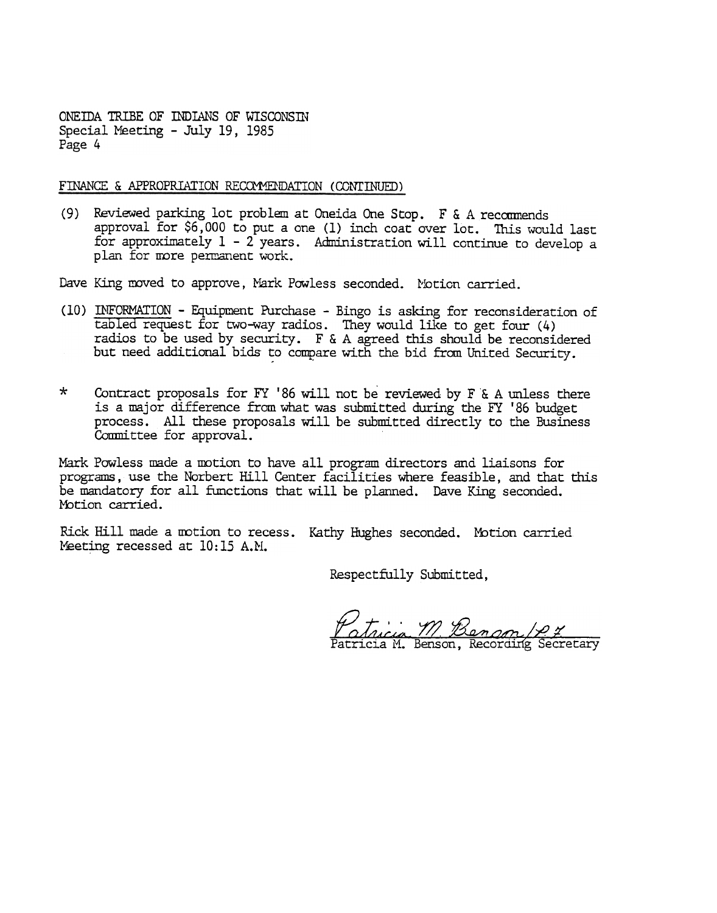ONEIDA TRIBE OF INDIANS OF WISCONSIN
Special Meeting - July 19, 1985
Page 4

FINANCE & APPROPRIATION RECOMMENDATION (CONTINUED)

(9) Reviewed parking lot problem at Oneida One Stop. F & A recommends approval for $6,000 to put a one (1) inch coat over lot. This would last for approximately 1 - 2 years. Administration will continue to develop a plan for more permanent work.

Dave King moved to approve, Mark Powless seconded. Motion carried.

(10) INFORMATION - Equipment Purchase - Bingo is asking for reconsideration of tabled request for two-way radios. They would like to get four (4) radios to be used by security. F & A agreed this should be reconsidered but need additional bids to compare with the bid from United Security.

* Contract proposals for FY '86 will not be reviewed by F & A unless there is a major difference from what was submitted during the FY '86 budget process. All these proposals will be submitted directly to the Business Committee for approval.

Mark Powless made a motion to have all program directors and liaisons for programs, use the Norbert Hill Center facilities where feasible, and that this be mandatory for all functions that will be planned. Dave King seconded. Motion carried.

Rick Hill made a motion to recess. Kathy Hughes seconded. Motion carried
Meeting recessed at 10:15 A.M.

Respectfully Submitted,

Patricia M. Benson/PZ
Patricia M. Benson, Recording Secretary